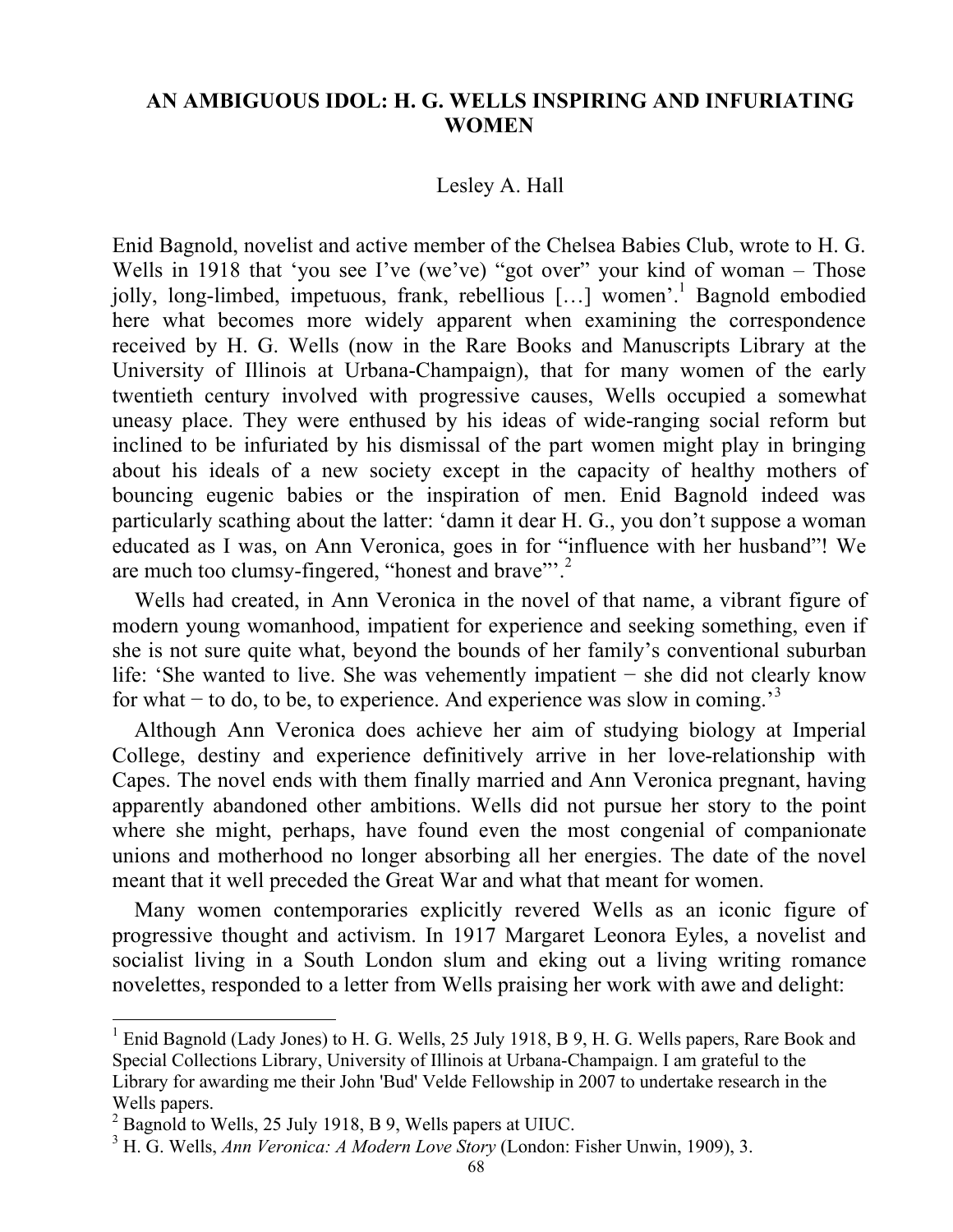# AN AMBIGUOUS IDOL: H. G. WELLS INSPIRING AND INFURIATING WOMEN

Lesley A. Hall

Enid Bagnold, novelist and active member of the Chelsea Babies Club, wrote to H. G. Wells in 1918 that 'you see I've (we've) "got over" your kind of woman – Those jolly, long-limbed, impetuous, frank, rebellious […] women'.[1] Bagnold embodied here what becomes more widely apparent when examining the correspondence received by H. G. Wells (now in the Rare Books and Manuscripts Library at the University of Illinois at Urbana-Champaign), that for many women of the early twentieth century involved with progressive causes, Wells occupied a somewhat uneasy place. They were enthused by his ideas of wide-ranging social reform but inclined to be infuriated by his dismissal of the part women might play in bringing about his ideals of a new society except in the capacity of healthy mothers of bouncing eugenic babies or the inspiration of men. Enid Bagnold indeed was particularly scathing about the latter: 'damn it dear H. G., you don't suppose a woman educated as I was, on Ann Veronica, goes in for "influence with her husband"! We are much too clumsy-fingered, "honest and brave"'.[2]

Wells had created, in Ann Veronica in the novel of that name, a vibrant figure of modern young womanhood, impatient for experience and seeking something, even if she is not sure quite what, beyond the bounds of her family's conventional suburban life: 'She wanted to live. She was vehemently impatient − she did not clearly know for what − to do, to be, to experience. And experience was slow in coming.'[3]

Although Ann Veronica does achieve her aim of studying biology at Imperial College, destiny and experience definitively arrive in her love-relationship with Capes. The novel ends with them finally married and Ann Veronica pregnant, having apparently abandoned other ambitions. Wells did not pursue her story to the point where she might, perhaps, have found even the most congenial of companionate unions and motherhood no longer absorbing all her energies. The date of the novel meant that it well preceded the Great War and what that meant for women.

Many women contemporaries explicitly revered Wells as an iconic figure of progressive thought and activism. In 1917 Margaret Leonora Eyles, a novelist and socialist living in a South London slum and eking out a living writing romance novelettes, responded to a letter from Wells praising her work with awe and delight:

---

[1] Enid Bagnold (Lady Jones) to H. G. Wells, 25 July 1918, B 9, H. G. Wells papers, Rare Book and Special Collections Library, University of Illinois at Urbana-Champaign. I am grateful to the Library for awarding me their John 'Bud' Velde Fellowship in 2007 to undertake research in the Wells papers.

[2] Bagnold to Wells, 25 July 1918, B 9, Wells papers at UIUC.

[3] H. G. Wells, *Ann Veronica: A Modern Love Story* (London: Fisher Unwin, 1909), 3.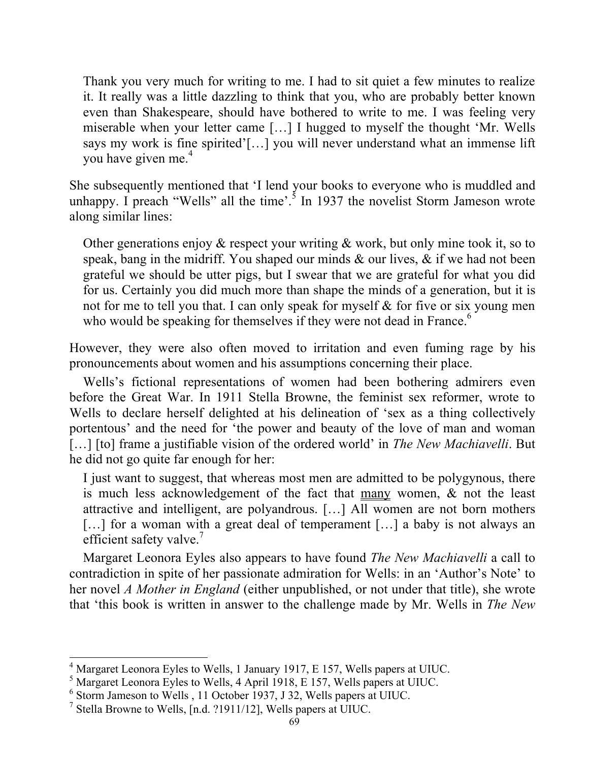> Thank you very much for writing to me. I had to sit quiet a few minutes to realize it. It really was a little dazzling to think that you, who are probably better known even than Shakespeare, should have bothered to write to me. I was feeling very miserable when your letter came […] I hugged to myself the thought 'Mr. Wells says my work is fine spirited'[…] you will never understand what an immense lift you have given me.[4]

She subsequently mentioned that 'I lend your books to everyone who is muddled and unhappy. I preach "Wells" all the time'.[5] In 1937 the novelist Storm Jameson wrote along similar lines:

> Other generations enjoy & respect your writing & work, but only mine took it, so to speak, bang in the midriff. You shaped our minds & our lives, & if we had not been grateful we should be utter pigs, but I swear that we are grateful for what you did for us. Certainly you did much more than shape the minds of a generation, but it is not for me to tell you that. I can only speak for myself & for five or six young men who would be speaking for themselves if they were not dead in France.[6]

However, they were also often moved to irritation and even fuming rage by his pronouncements about women and his assumptions concerning their place.

Wells's fictional representations of women had been bothering admirers even before the Great War. In 1911 Stella Browne, the feminist sex reformer, wrote to Wells to declare herself delighted at his delineation of 'sex as a thing collectively portentous' and the need for 'the power and beauty of the love of man and woman […] [to] frame a justifiable vision of the ordered world' in *The New Machiavelli*. But he did not go quite far enough for her:

> I just want to suggest, that whereas most men are admitted to be polygynous, there is much less acknowledgement of the fact that <u>many</u> women, & not the least attractive and intelligent, are polyandrous. […] All women are not born mothers […] for a woman with a great deal of temperament […] a baby is not always an efficient safety valve.[7]

Margaret Leonora Eyles also appears to have found *The New Machiavelli* a call to contradiction in spite of her passionate admiration for Wells: in an 'Author's Note' to her novel *A Mother in England* (either unpublished, or not under that title), she wrote that 'this book is written in answer to the challenge made by Mr. Wells in *The New*

---

[4] Margaret Leonora Eyles to Wells, 1 January 1917, E 157, Wells papers at UIUC.

[5] Margaret Leonora Eyles to Wells, 4 April 1918, E 157, Wells papers at UIUC.

[6] Storm Jameson to Wells , 11 October 1937, J 32, Wells papers at UIUC.

[7] Stella Browne to Wells, [n.d. ?1911/12], Wells papers at UIUC.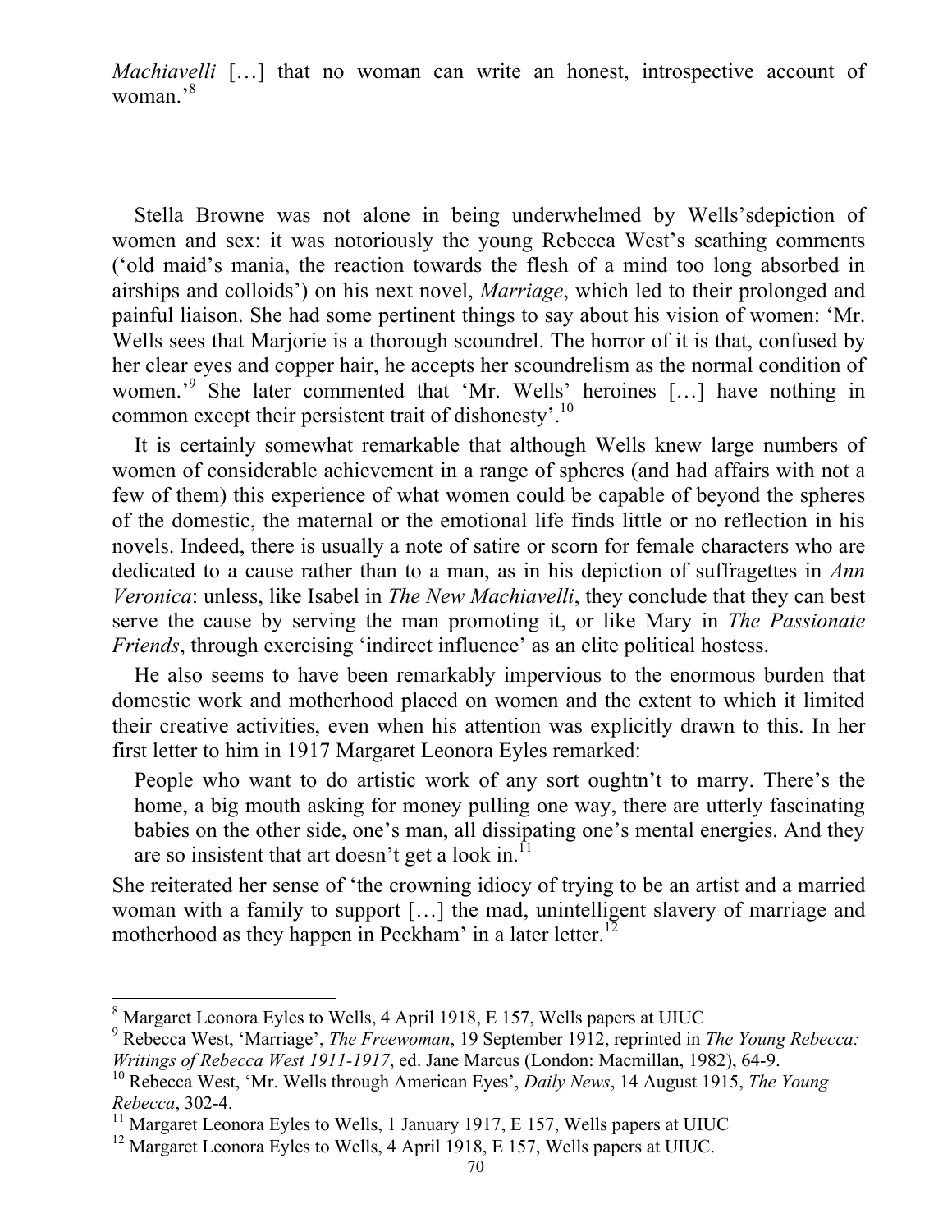*Machiavelli* […] that no woman can write an honest, introspective account of woman.'[8]

Stella Browne was not alone in being underwhelmed by Wells'sdepiction of women and sex: it was notoriously the young Rebecca West's scathing comments ('old maid's mania, the reaction towards the flesh of a mind too long absorbed in airships and colloids') on his next novel, *Marriage*, which led to their prolonged and painful liaison. She had some pertinent things to say about his vision of women: 'Mr. Wells sees that Marjorie is a thorough scoundrel. The horror of it is that, confused by her clear eyes and copper hair, he accepts her scoundrelism as the normal condition of women.'[9] She later commented that 'Mr. Wells' heroines […] have nothing in common except their persistent trait of dishonesty'.[10]

It is certainly somewhat remarkable that although Wells knew large numbers of women of considerable achievement in a range of spheres (and had affairs with not a few of them) this experience of what women could be capable of beyond the spheres of the domestic, the maternal or the emotional life finds little or no reflection in his novels. Indeed, there is usually a note of satire or scorn for female characters who are dedicated to a cause rather than to a man, as in his depiction of suffragettes in *Ann Veronica*: unless, like Isabel in *The New Machiavelli*, they conclude that they can best serve the cause by serving the man promoting it, or like Mary in *The Passionate Friends*, through exercising 'indirect influence' as an elite political hostess.

He also seems to have been remarkably impervious to the enormous burden that domestic work and motherhood placed on women and the extent to which it limited their creative activities, even when his attention was explicitly drawn to this. In her first letter to him in 1917 Margaret Leonora Eyles remarked:

> People who want to do artistic work of any sort oughtn't to marry. There's the home, a big mouth asking for money pulling one way, there are utterly fascinating babies on the other side, one's man, all dissipating one's mental energies. And they are so insistent that art doesn't get a look in.[11]

She reiterated her sense of 'the crowning idiocy of trying to be an artist and a married woman with a family to support […] the mad, unintelligent slavery of marriage and motherhood as they happen in Peckham' in a later letter.[12]

---

[8] Margaret Leonora Eyles to Wells, 4 April 1918, E 157, Wells papers at UIUC

[9] Rebecca West, 'Marriage', *The Freewoman*, 19 September 1912, reprinted in *The Young Rebecca: Writings of Rebecca West 1911-1917*, ed. Jane Marcus (London: Macmillan, 1982), 64-9.

[10] Rebecca West, 'Mr. Wells through American Eyes', *Daily News*, 14 August 1915, *The Young Rebecca*, 302-4.

[11] Margaret Leonora Eyles to Wells, 1 January 1917, E 157, Wells papers at UIUC

[12] Margaret Leonora Eyles to Wells, 4 April 1918, E 157, Wells papers at UIUC.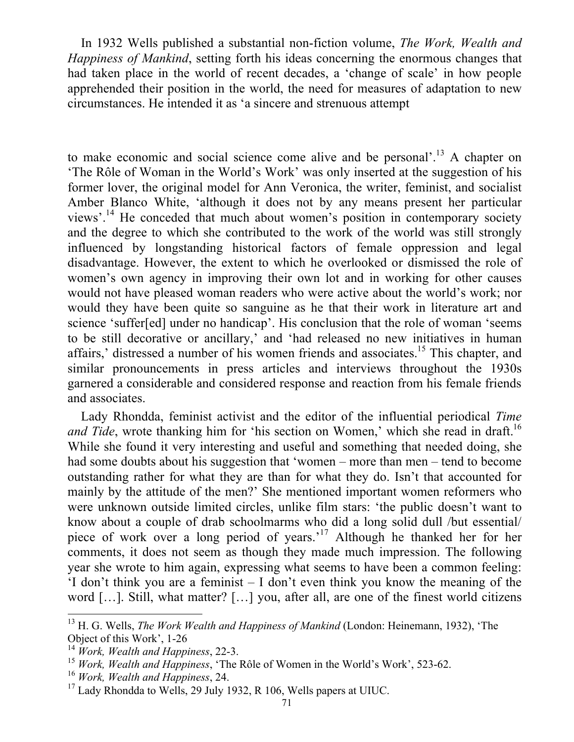In 1932 Wells published a substantial non-fiction volume, *The Work, Wealth and Happiness of Mankind*, setting forth his ideas concerning the enormous changes that had taken place in the world of recent decades, a 'change of scale' in how people apprehended their position in the world, the need for measures of adaptation to new circumstances. He intended it as 'a sincere and strenuous attempt to make economic and social science come alive and be personal'.[13] A chapter on 'The Rôle of Woman in the World's Work' was only inserted at the suggestion of his former lover, the original model for Ann Veronica, the writer, feminist, and socialist Amber Blanco White, 'although it does not by any means present her particular views'.[14] He conceded that much about women's position in contemporary society and the degree to which she contributed to the work of the world was still strongly influenced by longstanding historical factors of female oppression and legal disadvantage. However, the extent to which he overlooked or dismissed the role of women's own agency in improving their own lot and in working for other causes would not have pleased woman readers who were active about the world's work; nor would they have been quite so sanguine as he that their work in literature art and science 'suffer[ed] under no handicap'. His conclusion that the role of woman 'seems to be still decorative or ancillary,' and 'had released no new initiatives in human affairs,' distressed a number of his women friends and associates.[15] This chapter, and similar pronouncements in press articles and interviews throughout the 1930s garnered a considerable and considered response and reaction from his female friends and associates.

Lady Rhondda, feminist activist and the editor of the influential periodical *Time and Tide*, wrote thanking him for 'his section on Women,' which she read in draft.[16] While she found it very interesting and useful and something that needed doing, she had some doubts about his suggestion that 'women – more than men – tend to become outstanding rather for what they are than for what they do. Isn't that accounted for mainly by the attitude of the men?' She mentioned important women reformers who were unknown outside limited circles, unlike film stars: 'the public doesn't want to know about a couple of drab schoolmarms who did a long solid dull /but essential/ piece of work over a long period of years.'[17] Although he thanked her for her comments, it does not seem as though they made much impression. The following year she wrote to him again, expressing what seems to have been a common feeling: 'I don't think you are a feminist – I don't even think you know the meaning of the word […]. Still, what matter? […] you, after all, are one of the finest world citizens

---

[13] H. G. Wells, *The Work Wealth and Happiness of Mankind* (London: Heinemann, 1932), 'The Object of this Work', 1-26

[14] *Work, Wealth and Happiness*, 22-3.

[15] *Work, Wealth and Happiness*, 'The Rôle of Women in the World's Work', 523-62.

[16] *Work, Wealth and Happiness*, 24.

[17] Lady Rhondda to Wells, 29 July 1932, R 106, Wells papers at UIUC.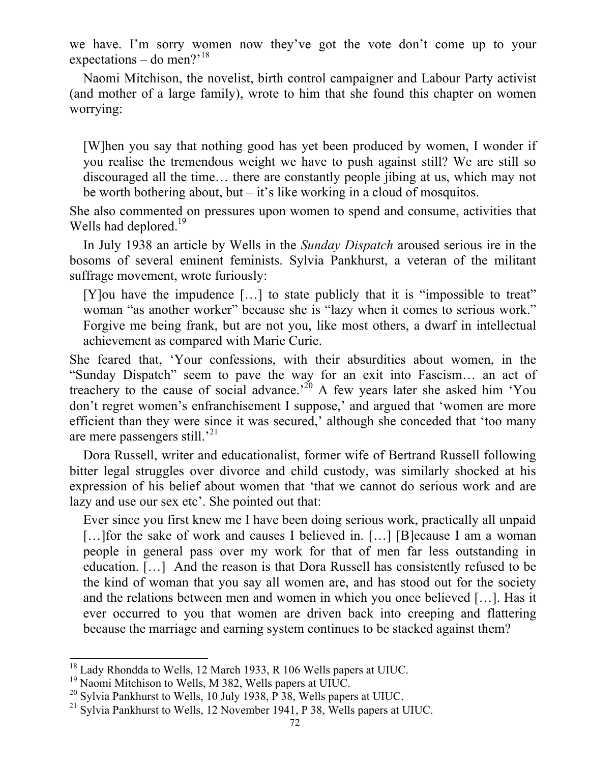we have. I'm sorry women now they've got the vote don't come up to your expectations – do men?'[18]

Naomi Mitchison, the novelist, birth control campaigner and Labour Party activist (and mother of a large family), wrote to him that she found this chapter on women worrying:

> [W]hen you say that nothing good has yet been produced by women, I wonder if you realise the tremendous weight we have to push against still? We are still so discouraged all the time… there are constantly people jibing at us, which may not be worth bothering about, but – it's like working in a cloud of mosquitos.

She also commented on pressures upon women to spend and consume, activities that Wells had deplored.[19]

In July 1938 an article by Wells in the *Sunday Dispatch* aroused serious ire in the bosoms of several eminent feminists. Sylvia Pankhurst, a veteran of the militant suffrage movement, wrote furiously:

> [Y]ou have the impudence […] to state publicly that it is "impossible to treat" woman "as another worker" because she is "lazy when it comes to serious work." Forgive me being frank, but are not you, like most others, a dwarf in intellectual achievement as compared with Marie Curie.

She feared that, 'Your confessions, with their absurdities about women, in the "Sunday Dispatch" seem to pave the way for an exit into Fascism… an act of treachery to the cause of social advance.'[20] A few years later she asked him 'You don't regret women's enfranchisement I suppose,' and argued that 'women are more efficient than they were since it was secured,' although she conceded that 'too many are mere passengers still.'[21]

Dora Russell, writer and educationalist, former wife of Bertrand Russell following bitter legal struggles over divorce and child custody, was similarly shocked at his expression of his belief about women that 'that we cannot do serious work and are lazy and use our sex etc'. She pointed out that:

> Ever since you first knew me I have been doing serious work, practically all unpaid […]for the sake of work and causes I believed in. […] [B]ecause I am a woman people in general pass over my work for that of men far less outstanding in education. […] And the reason is that Dora Russell has consistently refused to be the kind of woman that you say all women are, and has stood out for the society and the relations between men and women in which you once believed […]. Has it ever occurred to you that women are driven back into creeping and flattering because the marriage and earning system continues to be stacked against them?

---

[18] Lady Rhondda to Wells, 12 March 1933, R 106 Wells papers at UIUC.

[19] Naomi Mitchison to Wells, M 382, Wells papers at UIUC.

[20] Sylvia Pankhurst to Wells, 10 July 1938, P 38, Wells papers at UIUC.

[21] Sylvia Pankhurst to Wells, 12 November 1941, P 38, Wells papers at UIUC.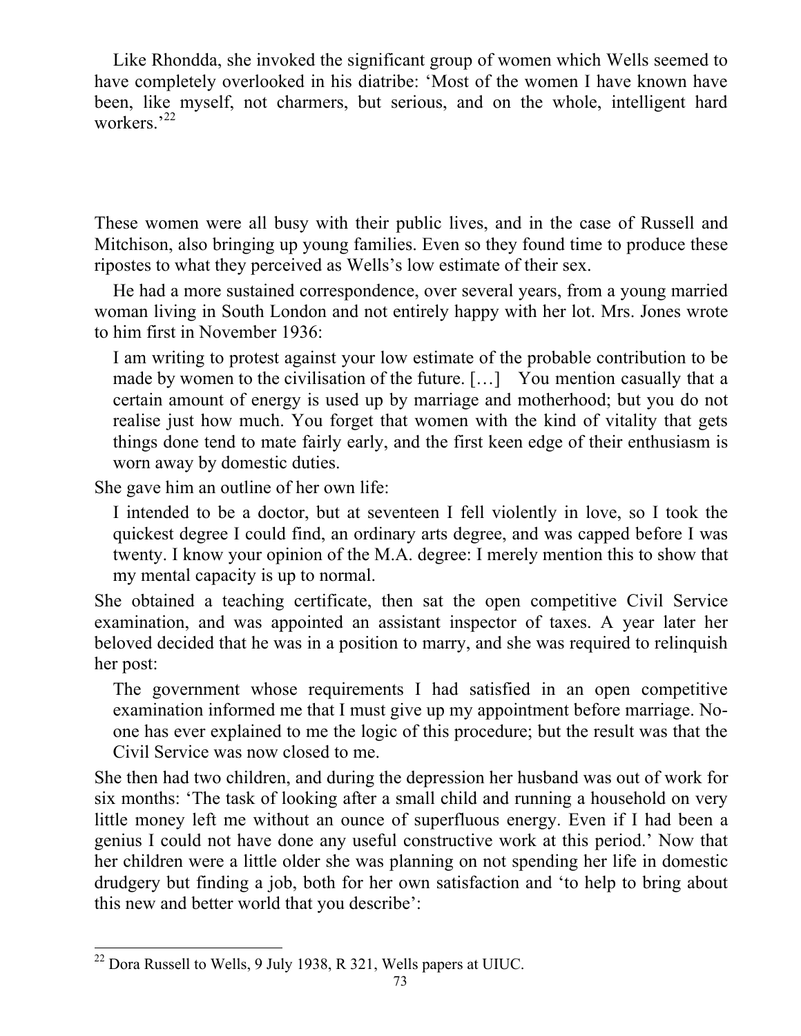Like Rhondda, she invoked the significant group of women which Wells seemed to have completely overlooked in his diatribe: 'Most of the women I have known have been, like myself, not charmers, but serious, and on the whole, intelligent hard workers.'[22]

These women were all busy with their public lives, and in the case of Russell and Mitchison, also bringing up young families. Even so they found time to produce these ripostes to what they perceived as Wells's low estimate of their sex.

He had a more sustained correspondence, over several years, from a young married woman living in South London and not entirely happy with her lot. Mrs. Jones wrote to him first in November 1936:

> I am writing to protest against your low estimate of the probable contribution to be made by women to the civilisation of the future. […] You mention casually that a certain amount of energy is used up by marriage and motherhood; but you do not realise just how much. You forget that women with the kind of vitality that gets things done tend to mate fairly early, and the first keen edge of their enthusiasm is worn away by domestic duties.

She gave him an outline of her own life:

> I intended to be a doctor, but at seventeen I fell violently in love, so I took the quickest degree I could find, an ordinary arts degree, and was capped before I was twenty. I know your opinion of the M.A. degree: I merely mention this to show that my mental capacity is up to normal.

She obtained a teaching certificate, then sat the open competitive Civil Service examination, and was appointed an assistant inspector of taxes. A year later her beloved decided that he was in a position to marry, and she was required to relinquish her post:

> The government whose requirements I had satisfied in an open competitive examination informed me that I must give up my appointment before marriage. No-one has ever explained to me the logic of this procedure; but the result was that the Civil Service was now closed to me.

She then had two children, and during the depression her husband was out of work for six months: 'The task of looking after a small child and running a household on very little money left me without an ounce of superfluous energy. Even if I had been a genius I could not have done any useful constructive work at this period.' Now that her children were a little older she was planning on not spending her life in domestic drudgery but finding a job, both for her own satisfaction and 'to help to bring about this new and better world that you describe':

[22] Dora Russell to Wells, 9 July 1938, R 321, Wells papers at UIUC.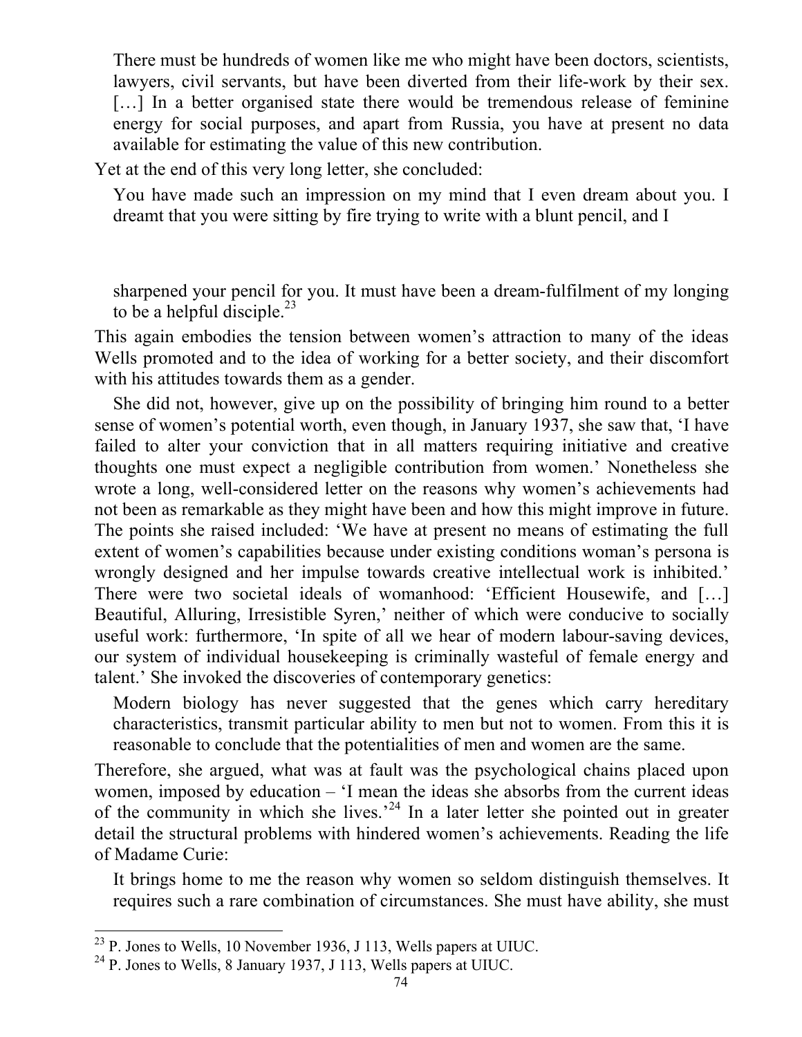> There must be hundreds of women like me who might have been doctors, scientists, lawyers, civil servants, but have been diverted from their life-work by their sex. […] In a better organised state there would be tremendous release of feminine energy for social purposes, and apart from Russia, you have at present no data available for estimating the value of this new contribution.

Yet at the end of this very long letter, she concluded:

> You have made such an impression on my mind that I even dream about you. I dreamt that you were sitting by fire trying to write with a blunt pencil, and I sharpened your pencil for you. It must have been a dream-fulfilment of my longing to be a helpful disciple.[23]

This again embodies the tension between women's attraction to many of the ideas Wells promoted and to the idea of working for a better society, and their discomfort with his attitudes towards them as a gender.

She did not, however, give up on the possibility of bringing him round to a better sense of women's potential worth, even though, in January 1937, she saw that, 'I have failed to alter your conviction that in all matters requiring initiative and creative thoughts one must expect a negligible contribution from women.' Nonetheless she wrote a long, well-considered letter on the reasons why women's achievements had not been as remarkable as they might have been and how this might improve in future. The points she raised included: 'We have at present no means of estimating the full extent of women's capabilities because under existing conditions woman's persona is wrongly designed and her impulse towards creative intellectual work is inhibited.' There were two societal ideals of womanhood: 'Efficient Housewife, and […] Beautiful, Alluring, Irresistible Syren,' neither of which were conducive to socially useful work: furthermore, 'In spite of all we hear of modern labour-saving devices, our system of individual housekeeping is criminally wasteful of female energy and talent.' She invoked the discoveries of contemporary genetics:

> Modern biology has never suggested that the genes which carry hereditary characteristics, transmit particular ability to men but not to women. From this it is reasonable to conclude that the potentialities of men and women are the same.

Therefore, she argued, what was at fault was the psychological chains placed upon women, imposed by education – 'I mean the ideas she absorbs from the current ideas of the community in which she lives.'[24] In a later letter she pointed out in greater detail the structural problems with hindered women's achievements. Reading the life of Madame Curie:

> It brings home to me the reason why women so seldom distinguish themselves. It requires such a rare combination of circumstances. She must have ability, she must

---

[23] P. Jones to Wells, 10 November 1936, J 113, Wells papers at UIUC.

[24] P. Jones to Wells, 8 January 1937, J 113, Wells papers at UIUC.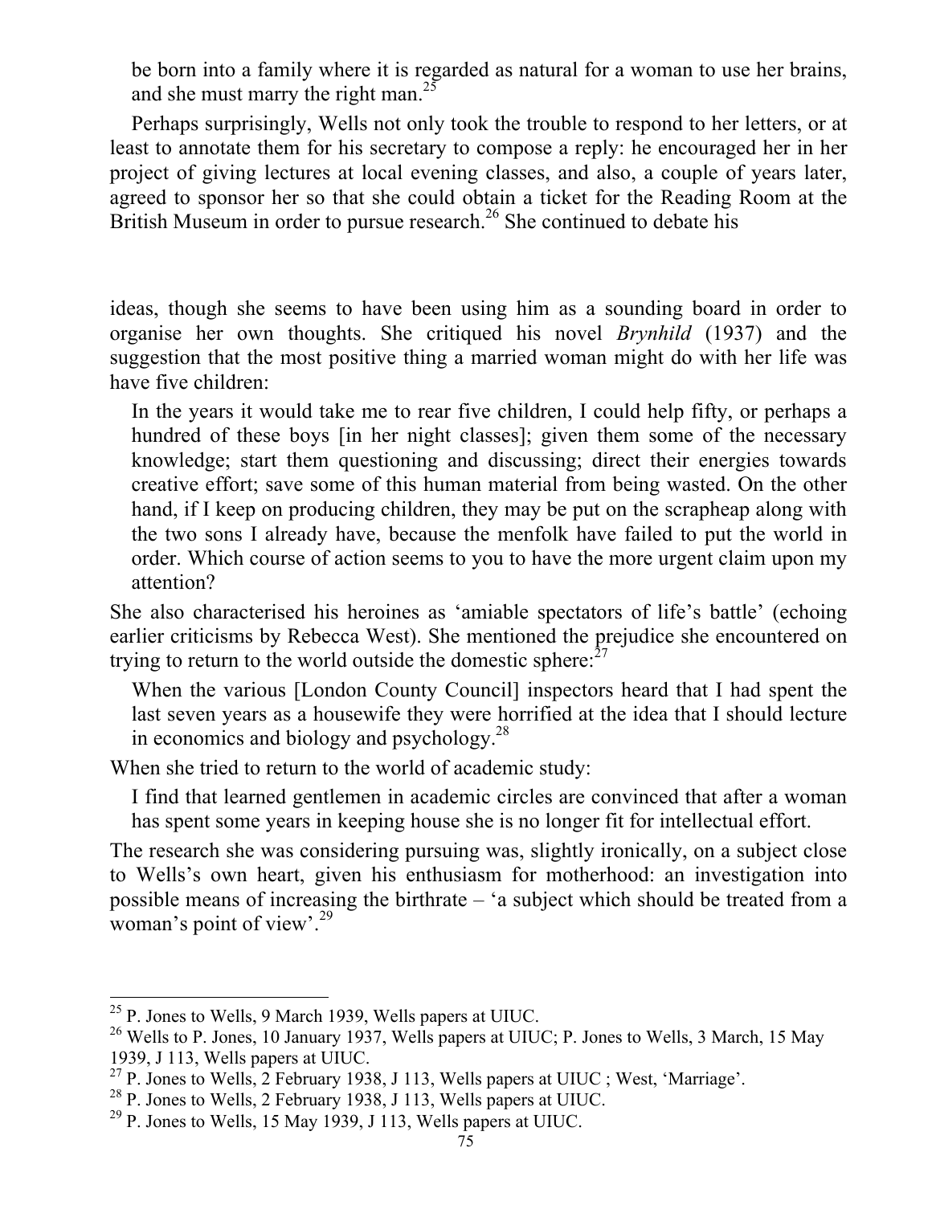be born into a family where it is regarded as natural for a woman to use her brains, and she must marry the right man.[25]

Perhaps surprisingly, Wells not only took the trouble to respond to her letters, or at least to annotate them for his secretary to compose a reply: he encouraged her in her project of giving lectures at local evening classes, and also, a couple of years later, agreed to sponsor her so that she could obtain a ticket for the Reading Room at the British Museum in order to pursue research.[26] She continued to debate his ideas, though she seems to have been using him as a sounding board in order to organise her own thoughts. She critiqued his novel *Brynhild* (1937) and the suggestion that the most positive thing a married woman might do with her life was have five children:

> In the years it would take me to rear five children, I could help fifty, or perhaps a hundred of these boys [in her night classes]; given them some of the necessary knowledge; start them questioning and discussing; direct their energies towards creative effort; save some of this human material from being wasted. On the other hand, if I keep on producing children, they may be put on the scrapheap along with the two sons I already have, because the menfolk have failed to put the world in order. Which course of action seems to you to have the more urgent claim upon my attention?

She also characterised his heroines as 'amiable spectators of life's battle' (echoing earlier criticisms by Rebecca West). She mentioned the prejudice she encountered on trying to return to the world outside the domestic sphere:[27]

> When the various [London County Council] inspectors heard that I had spent the last seven years as a housewife they were horrified at the idea that I should lecture in economics and biology and psychology.[28]

When she tried to return to the world of academic study:

> I find that learned gentlemen in academic circles are convinced that after a woman has spent some years in keeping house she is no longer fit for intellectual effort.

The research she was considering pursuing was, slightly ironically, on a subject close to Wells's own heart, given his enthusiasm for motherhood: an investigation into possible means of increasing the birthrate – 'a subject which should be treated from a woman's point of view'.[29]

---

[25] P. Jones to Wells, 9 March 1939, Wells papers at UIUC.

[26] Wells to P. Jones, 10 January 1937, Wells papers at UIUC; P. Jones to Wells, 3 March, 15 May 1939, J 113, Wells papers at UIUC.

[27] P. Jones to Wells, 2 February 1938, J 113, Wells papers at UIUC ; West, 'Marriage'.

[28] P. Jones to Wells, 2 February 1938, J 113, Wells papers at UIUC.

[29] P. Jones to Wells, 15 May 1939, J 113, Wells papers at UIUC.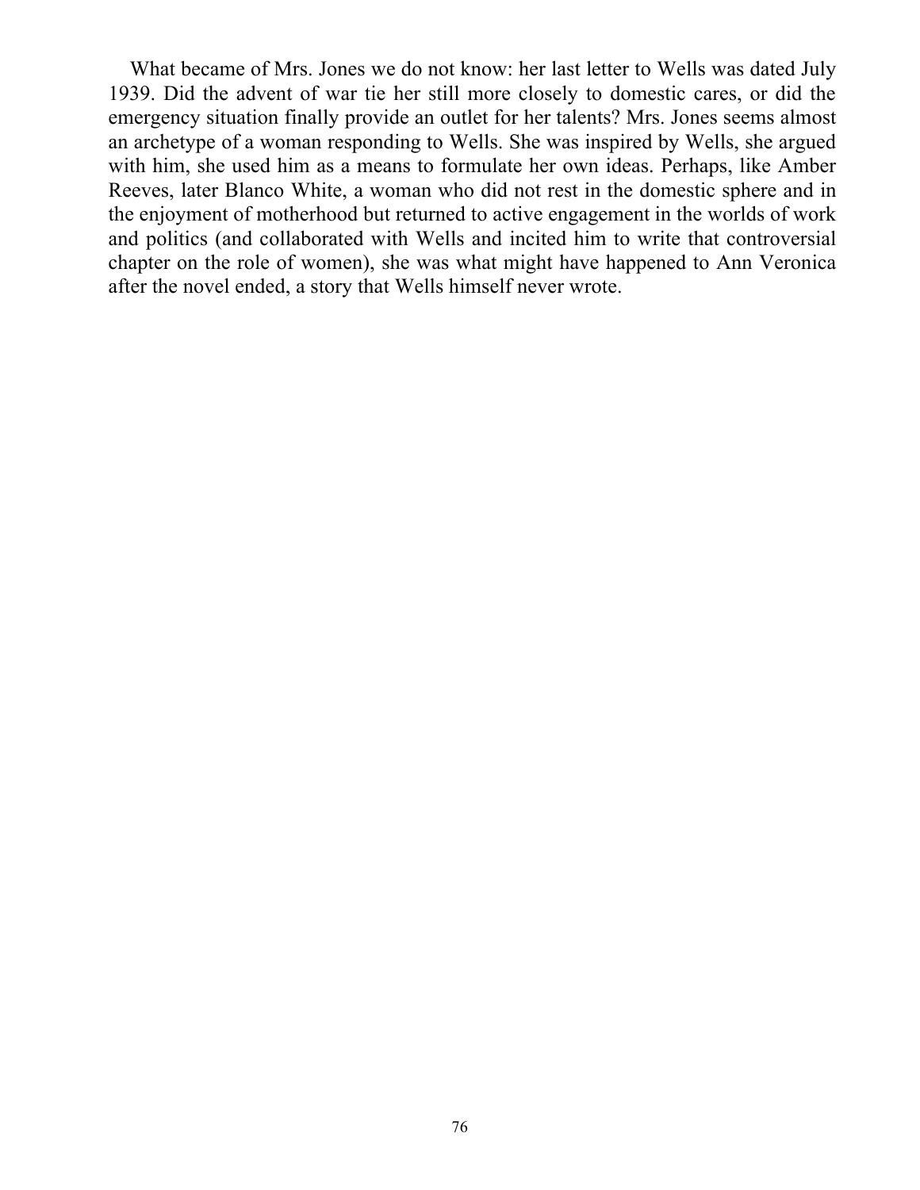What became of Mrs. Jones we do not know: her last letter to Wells was dated July 1939. Did the advent of war tie her still more closely to domestic cares, or did the emergency situation finally provide an outlet for her talents? Mrs. Jones seems almost an archetype of a woman responding to Wells. She was inspired by Wells, she argued with him, she used him as a means to formulate her own ideas. Perhaps, like Amber Reeves, later Blanco White, a woman who did not rest in the domestic sphere and in the enjoyment of motherhood but returned to active engagement in the worlds of work and politics (and collaborated with Wells and incited him to write that controversial chapter on the role of women), she was what might have happened to Ann Veronica after the novel ended, a story that Wells himself never wrote.